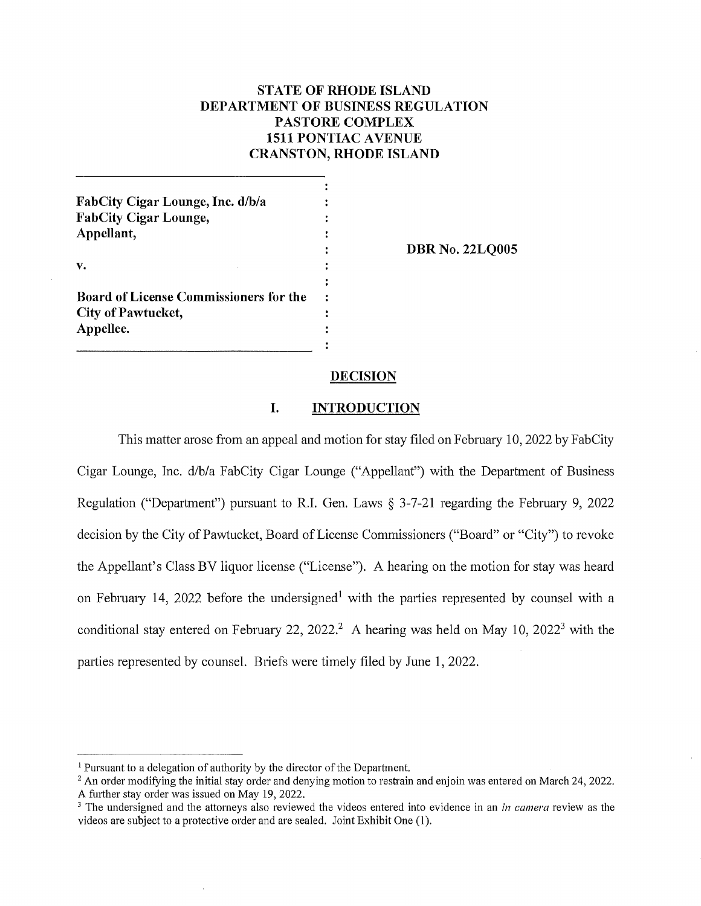**STATE OF RHODE ISLAND**
**DEPARTMENT OF BUSINESS REGULATION**
**PASTORE COMPLEX**
**1511 PONTIAC AVENUE**
**CRANSTON, RHODE ISLAND**

| | |
|---|---|
| **FabCity Cigar Lounge, Inc. d/b/a FabCity Cigar Lounge, Appellant,** | |
| | **DBR No. 22LQ005** |
| **v.** | |
| **Board of License Commissioners for the City of Pawtucket, Appellee.** | |

## DECISION

## I. INTRODUCTION

This matter arose from an appeal and motion for stay filed on February 10, 2022 by FabCity Cigar Lounge, Inc. d/b/a FabCity Cigar Lounge ("Appellant") with the Department of Business Regulation ("Department") pursuant to R.I. Gen. Laws § 3-7-21 regarding the February 9, 2022 decision by the City of Pawtucket, Board of License Commissioners ("Board" or "City") to revoke the Appellant's Class BV liquor license ("License"). A hearing on the motion for stay was heard on February 14, 2022 before the undersigned[1] with the parties represented by counsel with a conditional stay entered on February 22, 2022.[2] A hearing was held on May 10, 2022[3] with the parties represented by counsel. Briefs were timely filed by June 1, 2022.

---

[1] Pursuant to a delegation of authority by the director of the Department.

[2] An order modifying the initial stay order and denying motion to restrain and enjoin was entered on March 24, 2022. A further stay order was issued on May 19, 2022.

[3] The undersigned and the attorneys also reviewed the videos entered into evidence in an *in camera* review as the videos are subject to a protective order and are sealed. Joint Exhibit One (1).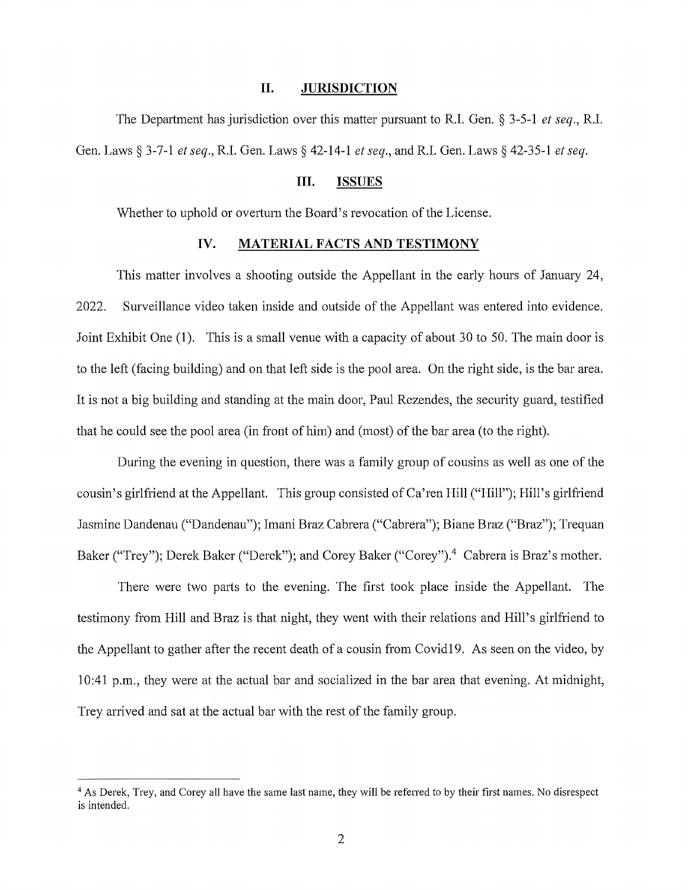## II. JURISDICTION

The Department has jurisdiction over this matter pursuant to R.I. Gen. § 3-5-1 *et seq*., R.I. Gen. Laws § 3-7-1 *et seq*., R.I. Gen. Laws § 42-14-1 *et seq*., and R.I. Gen. Laws § 42-35-1 *et seq*.

## III. ISSUES

Whether to uphold or overturn the Board's revocation of the License.

## IV. MATERIAL FACTS AND TESTIMONY

This matter involves a shooting outside the Appellant in the early hours of January 24, 2022. Surveillance video taken inside and outside of the Appellant was entered into evidence. Joint Exhibit One (1). This is a small venue with a capacity of about 30 to 50. The main door is to the left (facing building) and on that left side is the pool area. On the right side, is the bar area. It is not a big building and standing at the main door, Paul Rezendes, the security guard, testified that he could see the pool area (in front of him) and (most) of the bar area (to the right).

During the evening in question, there was a family group of cousins as well as one of the cousin's girlfriend at the Appellant. This group consisted of Ca'ren Hill ("Hill"); Hill's girlfriend Jasmine Dandenau ("Dandenau"); Imani Braz Cabrera ("Cabrera"); Biane Braz ("Braz"); Trequan Baker ("Trey"); Derek Baker ("Derek"); and Corey Baker ("Corey").[4] Cabrera is Braz's mother.

There were two parts to the evening. The first took place inside the Appellant. The testimony from Hill and Braz is that night, they went with their relations and Hill's girlfriend to the Appellant to gather after the recent death of a cousin from Covid19. As seen on the video, by 10:41 p.m., they were at the actual bar and socialized in the bar area that evening. At midnight, Trey arrived and sat at the actual bar with the rest of the family group.

---

[4] As Derek, Trey, and Corey all have the same last name, they will be referred to by their first names. No disrespect is intended.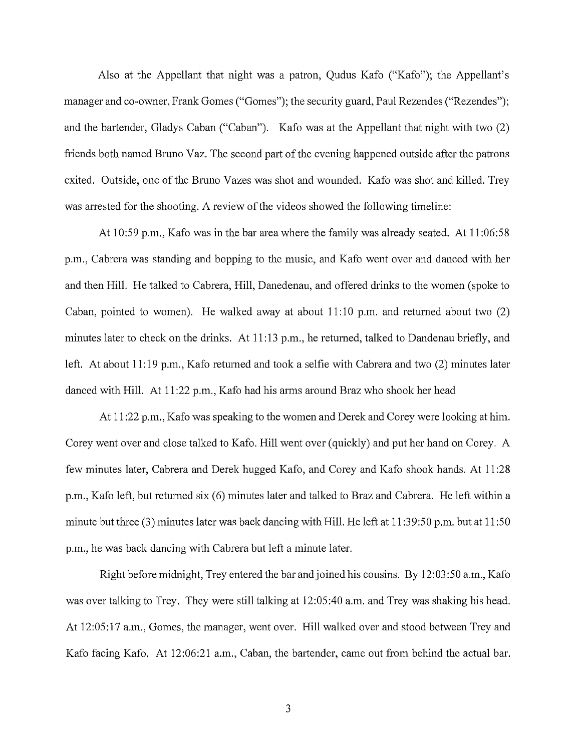Also at the Appellant that night was a patron, Qudus Kafo ("Kafo"); the Appellant's manager and co-owner, Frank Gomes ("Gomes"); the security guard, Paul Rezendes ("Rezendes"); and the bartender, Gladys Caban ("Caban"). Kafo was at the Appellant that night with two (2) friends both named Bruno Vaz. The second part of the evening happened outside after the patrons exited. Outside, one of the Bruno Vazes was shot and wounded. Kafo was shot and killed. Trey was arrested for the shooting. A review of the videos showed the following timeline:

At 10:59 p.m., Kafo was in the bar area where the family was already seated. At 11:06:58 p.m., Cabrera was standing and bopping to the music, and Kafo went over and danced with her and then Hill. He talked to Cabrera, Hill, Danedenau, and offered drinks to the women (spoke to Caban, pointed to women). He walked away at about 11:10 p.m. and returned about two (2) minutes later to check on the drinks. At 11:13 p.m., he returned, talked to Dandenau briefly, and left. At about 11:19 p.m., Kafo returned and took a selfie with Cabrera and two (2) minutes later danced with Hill. At 11:22 p.m., Kafo had his arms around Braz who shook her head

At 11:22 p.m., Kafo was speaking to the women and Derek and Corey were looking at him. Corey went over and close talked to Kafo. Hill went over (quickly) and put her hand on Corey. A few minutes later, Cabrera and Derek hugged Kafo, and Corey and Kafo shook hands. At 11:28 p.m., Kafo left, but returned six (6) minutes later and talked to Braz and Cabrera. He left within a minute but three (3) minutes later was back dancing with Hill. He left at 11:39:50 p.m. but at 11:50 p.m., he was back dancing with Cabrera but left a minute later.

Right before midnight, Trey entered the bar and joined his cousins. By 12:03:50 a.m., Kafo was over talking to Trey. They were still talking at 12:05:40 a.m. and Trey was shaking his head. At 12:05:17 a.m., Gomes, the manager, went over. Hill walked over and stood between Trey and Kafo facing Kafo. At 12:06:21 a.m., Caban, the bartender, came out from behind the actual bar.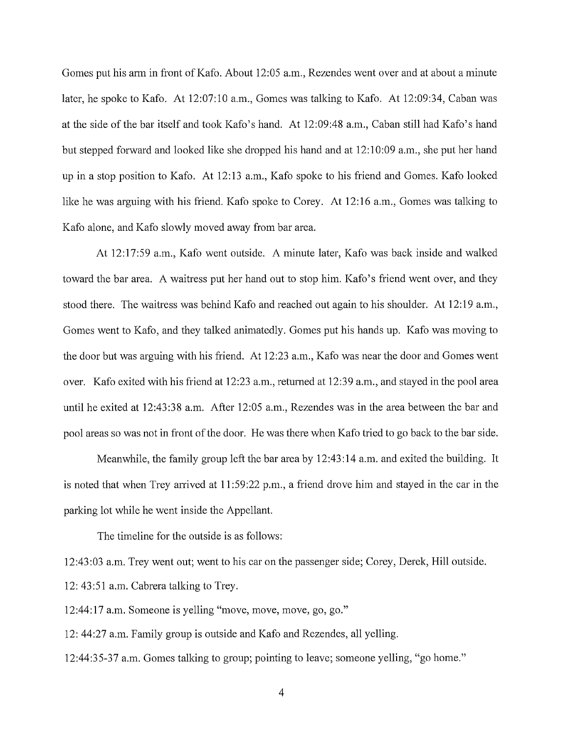Gomes put his arm in front of Kafo. About 12:05 a.m., Rezendes went over and at about a minute later, he spoke to Kafo. At 12:07:10 a.m., Gomes was talking to Kafo. At 12:09:34, Caban was at the side of the bar itself and took Kafo's hand. At 12:09:48 a.m., Caban still had Kafo's hand but stepped forward and looked like she dropped his hand and at 12:10:09 a.m., she put her hand up in a stop position to Kafo. At 12:13 a.m., Kafo spoke to his friend and Gomes. Kafo looked like he was arguing with his friend. Kafo spoke to Corey. At 12:16 a.m., Gomes was talking to Kafo alone, and Kafo slowly moved away from bar area.

At 12:17:59 a.m., Kafo went outside. A minute later, Kafo was back inside and walked toward the bar area. A waitress put her hand out to stop him. Kafo's friend went over, and they stood there. The waitress was behind Kafo and reached out again to his shoulder. At 12:19 a.m., Gomes went to Kafo, and they talked animatedly. Gomes put his hands up. Kafo was moving to the door but was arguing with his friend. At 12:23 a.m., Kafo was near the door and Gomes went over. Kafo exited with his friend at 12:23 a.m., returned at 12:39 a.m., and stayed in the pool area until he exited at 12:43:38 a.m. After 12:05 a.m., Rezendes was in the area between the bar and pool areas so was not in front of the door. He was there when Kafo tried to go back to the bar side.

Meanwhile, the family group left the bar area by 12:43:14 a.m. and exited the building. It is noted that when Trey arrived at 11:59:22 p.m., a friend drove him and stayed in the car in the parking lot while he went inside the Appellant.

The timeline for the outside is as follows:

12:43:03 a.m. Trey went out; went to his car on the passenger side; Corey, Derek, Hill outside.

12: 43:51 a.m. Cabrera talking to Trey.

12:44:17 a.m. Someone is yelling "move, move, move, go, go."

12: 44:27 a.m. Family group is outside and Kafo and Rezendes, all yelling.

12:44:35-37 a.m. Gomes talking to group; pointing to leave; someone yelling, "go home."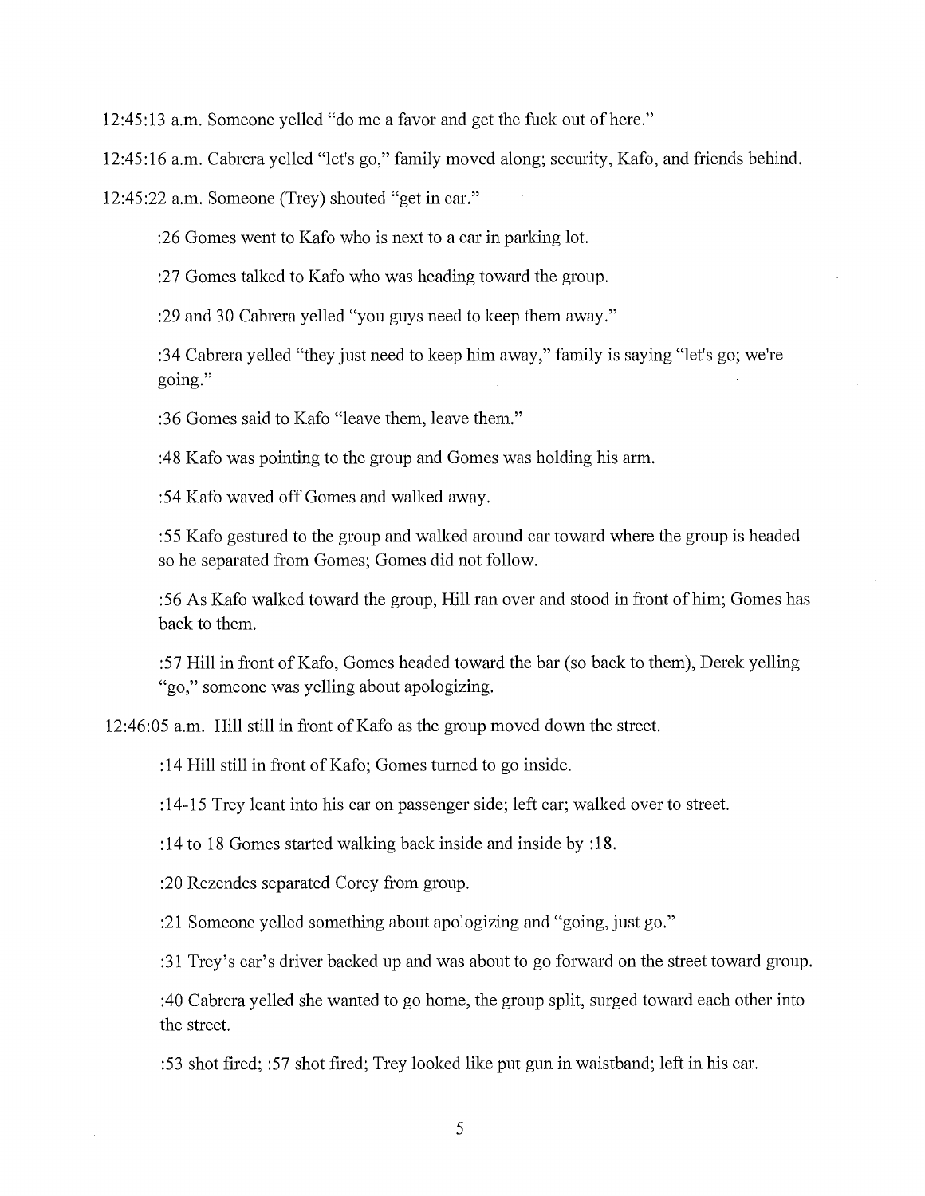12:45:13 a.m. Someone yelled "do me a favor and get the fuck out of here."

12:45:16 a.m. Cabrera yelled "let's go," family moved along; security, Kafo, and friends behind.

12:45:22 a.m. Someone (Trey) shouted "get in car."

:26 Gomes went to Kafo who is next to a car in parking lot.

:27 Gomes talked to Kafo who was heading toward the group.

:29 and 30 Cabrera yelled "you guys need to keep them away."

:34 Cabrera yelled "they just need to keep him away," family is saying "let's go; we're going."

:36 Gomes said to Kafo "leave them, leave them."

:48 Kafo was pointing to the group and Gomes was holding his arm.

:54 Kafo waved off Gomes and walked away.

:55 Kafo gestured to the group and walked around car toward where the group is headed so he separated from Gomes; Gomes did not follow.

:56 As Kafo walked toward the group, Hill ran over and stood in front of him; Gomes has back to them.

:57 Hill in front of Kafo, Gomes headed toward the bar (so back to them), Derek yelling "go," someone was yelling about apologizing.

12:46:05 a.m. Hill still in front of Kafo as the group moved down the street.

:14 Hill still in front of Kafo; Gomes turned to go inside.

:14-15 Trey leant into his car on passenger side; left car; walked over to street.

:14 to 18 Gomes started walking back inside and inside by :18.

:20 Rezendes separated Corey from group.

:21 Someone yelled something about apologizing and "going, just go."

:31 Trey's car's driver backed up and was about to go forward on the street toward group.

:40 Cabrera yelled she wanted to go home, the group split, surged toward each other into the street.

:53 shot fired; :57 shot fired; Trey looked like put gun in waistband; left in his car.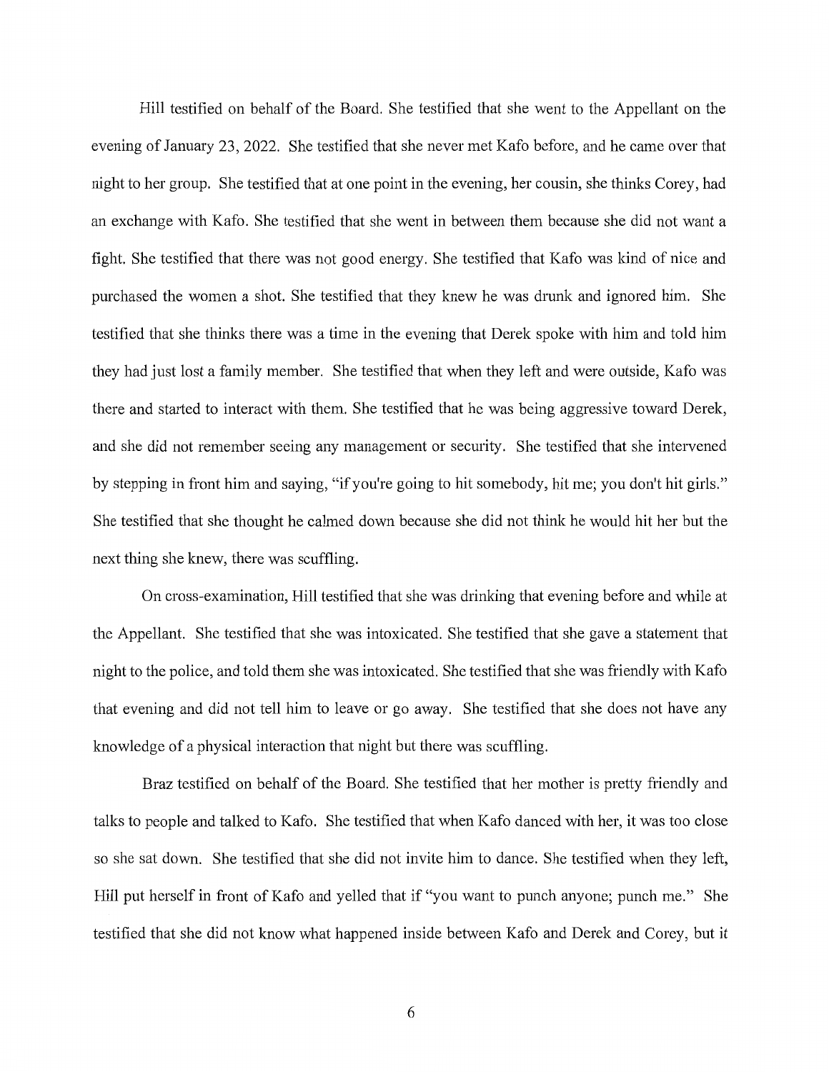Hill testified on behalf of the Board. She testified that she went to the Appellant on the evening of January 23, 2022. She testified that she never met Kafo before, and he came over that night to her group. She testified that at one point in the evening, her cousin, she thinks Corey, had an exchange with Kafo. She testified that she went in between them because she did not want a fight. She testified that there was not good energy. She testified that Kafo was kind of nice and purchased the women a shot. She testified that they knew he was drunk and ignored him. She testified that she thinks there was a time in the evening that Derek spoke with him and told him they had just lost a family member. She testified that when they left and were outside, Kafo was there and started to interact with them. She testified that he was being aggressive toward Derek, and she did not remember seeing any management or security. She testified that she intervened by stepping in front him and saying, "if you're going to hit somebody, hit me; you don't hit girls." She testified that she thought he calmed down because she did not think he would hit her but the next thing she knew, there was scuffling.

On cross-examination, Hill testified that she was drinking that evening before and while at the Appellant. She testified that she was intoxicated. She testified that she gave a statement that night to the police, and told them she was intoxicated. She testified that she was friendly with Kafo that evening and did not tell him to leave or go away. She testified that she does not have any knowledge of a physical interaction that night but there was scuffling.

Braz testified on behalf of the Board. She testified that her mother is pretty friendly and talks to people and talked to Kafo. She testified that when Kafo danced with her, it was too close so she sat down. She testified that she did not invite him to dance. She testified when they left, Hill put herself in front of Kafo and yelled that if "you want to punch anyone; punch me." She testified that she did not know what happened inside between Kafo and Derek and Corey, but it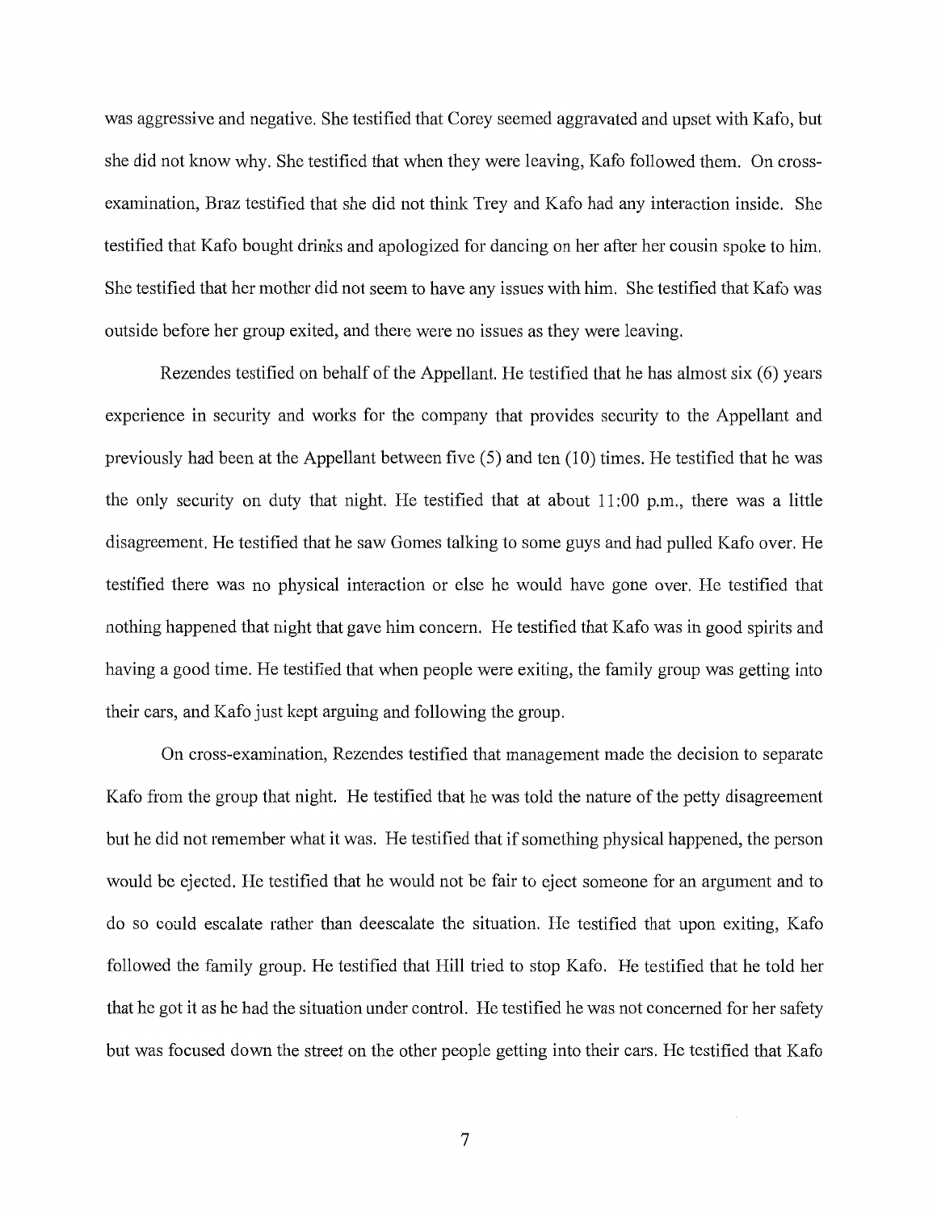was aggressive and negative. She testified that Corey seemed aggravated and upset with Kafo, but she did not know why. She testified that when they were leaving, Kafo followed them. On cross-examination, Braz testified that she did not think Trey and Kafo had any interaction inside. She testified that Kafo bought drinks and apologized for dancing on her after her cousin spoke to him. She testified that her mother did not seem to have any issues with him. She testified that Kafo was outside before her group exited, and there were no issues as they were leaving.

Rezendes testified on behalf of the Appellant. He testified that he has almost six (6) years experience in security and works for the company that provides security to the Appellant and previously had been at the Appellant between five (5) and ten (10) times. He testified that he was the only security on duty that night. He testified that at about 11:00 p.m., there was a little disagreement. He testified that he saw Gomes talking to some guys and had pulled Kafo over. He testified there was no physical interaction or else he would have gone over. He testified that nothing happened that night that gave him concern. He testified that Kafo was in good spirits and having a good time. He testified that when people were exiting, the family group was getting into their cars, and Kafo just kept arguing and following the group.

On cross-examination, Rezendes testified that management made the decision to separate Kafo from the group that night. He testified that he was told the nature of the petty disagreement but he did not remember what it was. He testified that if something physical happened, the person would be ejected. He testified that he would not be fair to eject someone for an argument and to do so could escalate rather than deescalate the situation. He testified that upon exiting, Kafo followed the family group. He testified that Hill tried to stop Kafo. He testified that he told her that he got it as he had the situation under control. He testified he was not concerned for her safety but was focused down the street on the other people getting into their cars. He testified that Kafo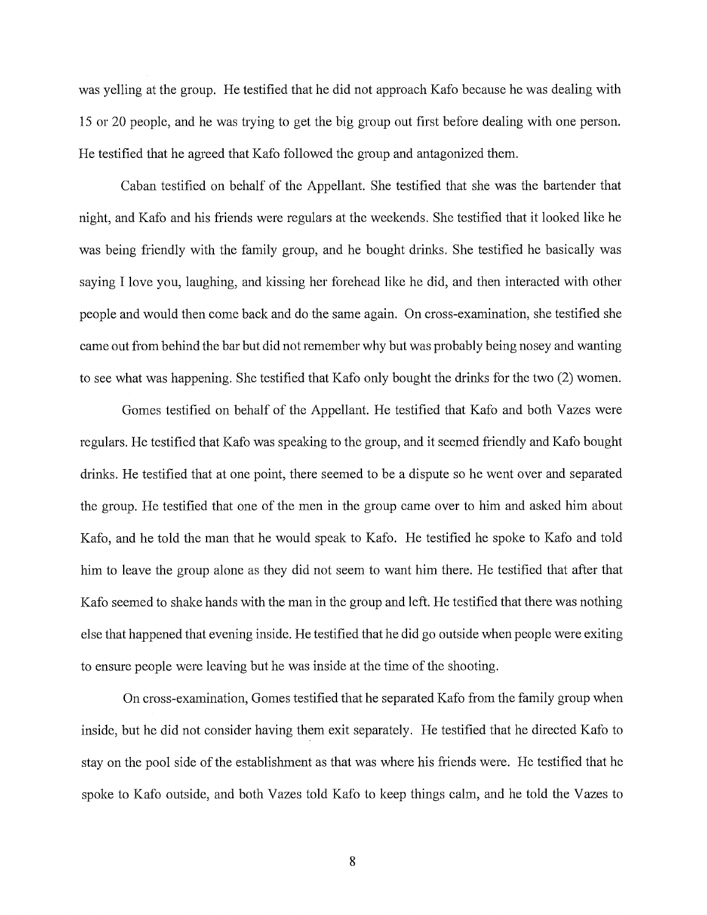was yelling at the group. He testified that he did not approach Kafo because he was dealing with 15 or 20 people, and he was trying to get the big group out first before dealing with one person. He testified that he agreed that Kafo followed the group and antagonized them.

Caban testified on behalf of the Appellant. She testified that she was the bartender that night, and Kafo and his friends were regulars at the weekends. She testified that it looked like he was being friendly with the family group, and he bought drinks. She testified he basically was saying I love you, laughing, and kissing her forehead like he did, and then interacted with other people and would then come back and do the same again. On cross-examination, she testified she came out from behind the bar but did not remember why but was probably being nosey and wanting to see what was happening. She testified that Kafo only bought the drinks for the two (2) women.

Gomes testified on behalf of the Appellant. He testified that Kafo and both Vazes were regulars. He testified that Kafo was speaking to the group, and it seemed friendly and Kafo bought drinks. He testified that at one point, there seemed to be a dispute so he went over and separated the group. He testified that one of the men in the group came over to him and asked him about Kafo, and he told the man that he would speak to Kafo. He testified he spoke to Kafo and told him to leave the group alone as they did not seem to want him there. He testified that after that Kafo seemed to shake hands with the man in the group and left. He testified that there was nothing else that happened that evening inside. He testified that he did go outside when people were exiting to ensure people were leaving but he was inside at the time of the shooting.

On cross-examination, Gomes testified that he separated Kafo from the family group when inside, but he did not consider having them exit separately. He testified that he directed Kafo to stay on the pool side of the establishment as that was where his friends were. He testified that he spoke to Kafo outside, and both Vazes told Kafo to keep things calm, and he told the Vazes to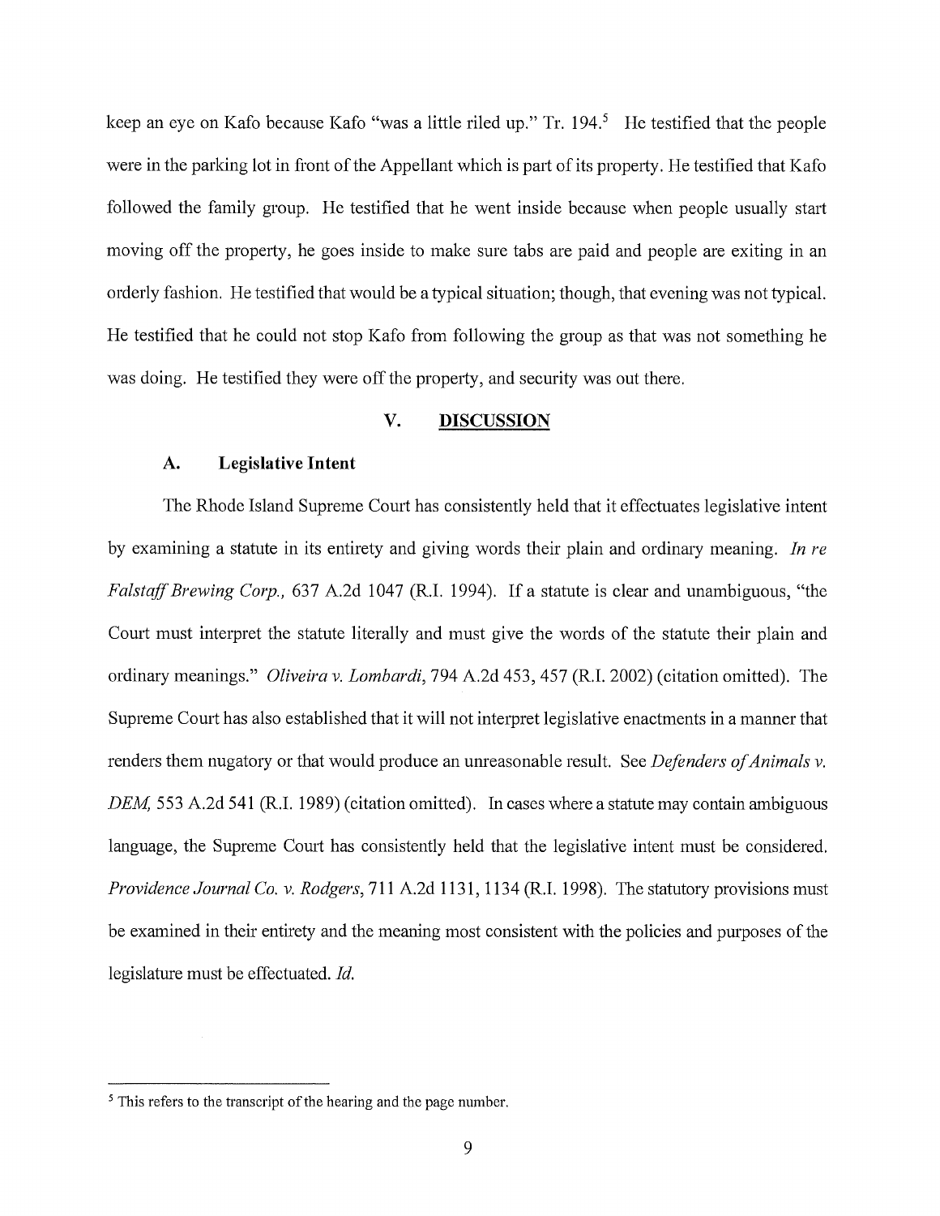keep an eye on Kafo because Kafo "was a little riled up." Tr. 194.[5] He testified that the people were in the parking lot in front of the Appellant which is part of its property. He testified that Kafo followed the family group. He testified that he went inside because when people usually start moving off the property, he goes inside to make sure tabs are paid and people are exiting in an orderly fashion. He testified that would be a typical situation; though, that evening was not typical. He testified that he could not stop Kafo from following the group as that was not something he was doing. He testified they were off the property, and security was out there.

## V. DISCUSSION

### A. Legislative Intent

The Rhode Island Supreme Court has consistently held that it effectuates legislative intent by examining a statute in its entirety and giving words their plain and ordinary meaning. *In re Falstaff Brewing Corp.,* 637 A.2d 1047 (R.I. 1994). If a statute is clear and unambiguous, "the Court must interpret the statute literally and must give the words of the statute their plain and ordinary meanings." *Oliveira v. Lombardi*, 794 A.2d 453, 457 (R.I. 2002) (citation omitted). The Supreme Court has also established that it will not interpret legislative enactments in a manner that renders them nugatory or that would produce an unreasonable result. See *Defenders of Animals v. DEM,* 553 A.2d 541 (R.I. 1989) (citation omitted). In cases where a statute may contain ambiguous language, the Supreme Court has consistently held that the legislative intent must be considered. *Providence Journal Co. v. Rodgers*, 711 A.2d 1131, 1134 (R.I. 1998). The statutory provisions must be examined in their entirety and the meaning most consistent with the policies and purposes of the legislature must be effectuated. *Id.*

---

[5] This refers to the transcript of the hearing and the page number.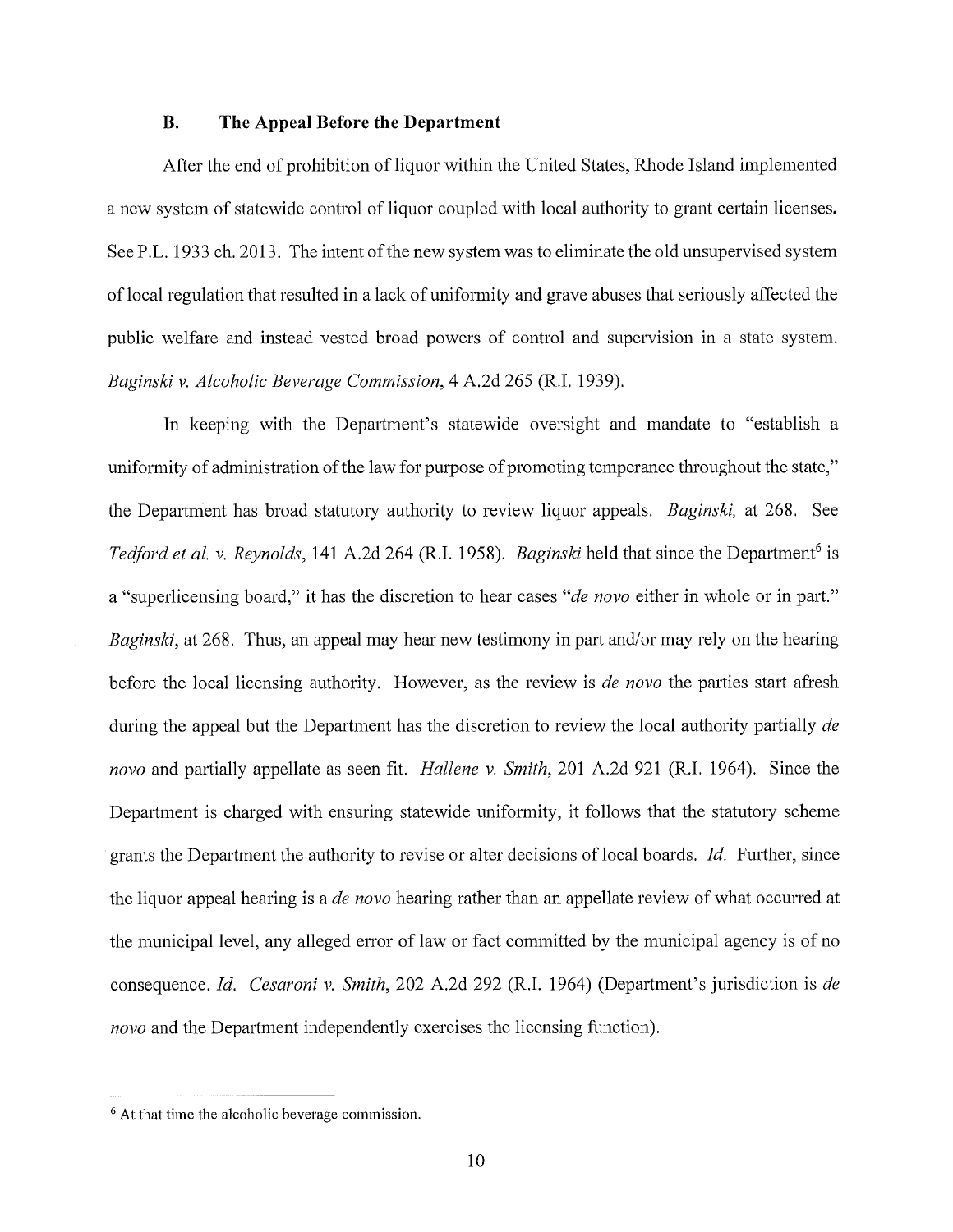### B. The Appeal Before the Department

After the end of prohibition of liquor within the United States, Rhode Island implemented a new system of statewide control of liquor coupled with local authority to grant certain licenses. See P.L. 1933 ch. 2013. The intent of the new system was to eliminate the old unsupervised system of local regulation that resulted in a lack of uniformity and grave abuses that seriously affected the public welfare and instead vested broad powers of control and supervision in a state system. *Baginski v. Alcoholic Beverage Commission*, 4 A.2d 265 (R.I. 1939).

In keeping with the Department's statewide oversight and mandate to "establish a uniformity of administration of the law for purpose of promoting temperance throughout the state," the Department has broad statutory authority to review liquor appeals. *Baginski,* at 268. See *Tedford et al. v. Reynolds*, 141 A.2d 264 (R.I. 1958). *Baginski* held that since the Department[6] is a "superlicensing board," it has the discretion to hear cases "*de novo* either in whole or in part." *Baginski*, at 268. Thus, an appeal may hear new testimony in part and/or may rely on the hearing before the local licensing authority. However, as the review is *de novo* the parties start afresh during the appeal but the Department has the discretion to review the local authority partially *de novo* and partially appellate as seen fit. *Hallene v. Smith*, 201 A.2d 921 (R.I. 1964). Since the Department is charged with ensuring statewide uniformity, it follows that the statutory scheme grants the Department the authority to revise or alter decisions of local boards. *Id.* Further, since the liquor appeal hearing is a *de novo* hearing rather than an appellate review of what occurred at the municipal level, any alleged error of law or fact committed by the municipal agency is of no consequence. *Id. Cesaroni v. Smith*, 202 A.2d 292 (R.I. 1964) (Department's jurisdiction is *de novo* and the Department independently exercises the licensing function).

---

[6] At that time the alcoholic beverage commission.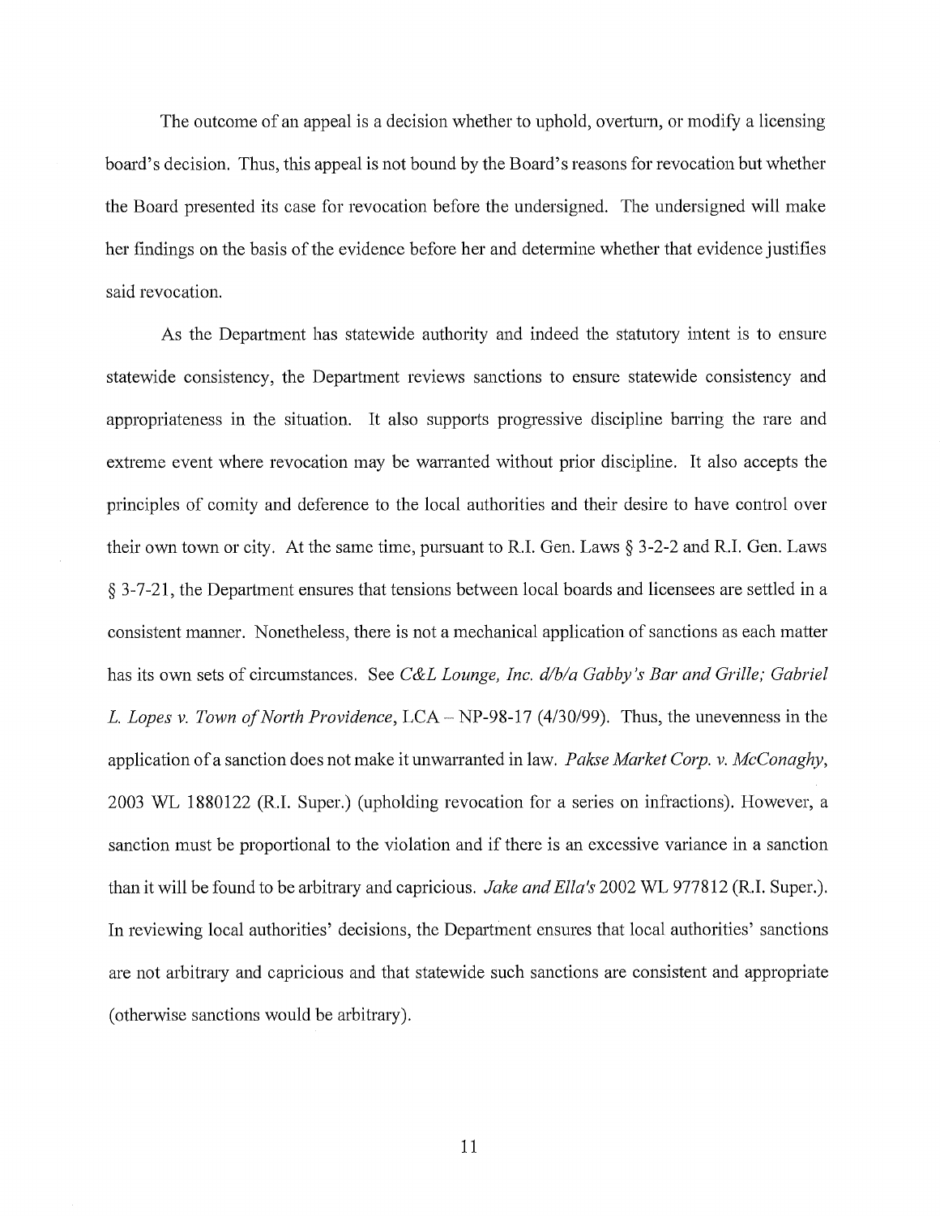The outcome of an appeal is a decision whether to uphold, overturn, or modify a licensing board's decision. Thus, this appeal is not bound by the Board's reasons for revocation but whether the Board presented its case for revocation before the undersigned. The undersigned will make her findings on the basis of the evidence before her and determine whether that evidence justifies said revocation.

As the Department has statewide authority and indeed the statutory intent is to ensure statewide consistency, the Department reviews sanctions to ensure statewide consistency and appropriateness in the situation. It also supports progressive discipline barring the rare and extreme event where revocation may be warranted without prior discipline. It also accepts the principles of comity and deference to the local authorities and their desire to have control over their own town or city. At the same time, pursuant to R.I. Gen. Laws § 3-2-2 and R.I. Gen. Laws § 3-7-21, the Department ensures that tensions between local boards and licensees are settled in a consistent manner. Nonetheless, there is not a mechanical application of sanctions as each matter has its own sets of circumstances. See *C&L Lounge, Inc. d/b/a Gabby's Bar and Grille; Gabriel L. Lopes v. Town of North Providence*, LCA – NP-98-17 (4/30/99). Thus, the unevenness in the application of a sanction does not make it unwarranted in law. *Pakse Market Corp. v. McConaghy*, 2003 WL 1880122 (R.I. Super.) (upholding revocation for a series on infractions). However, a sanction must be proportional to the violation and if there is an excessive variance in a sanction than it will be found to be arbitrary and capricious. *Jake and Ella's* 2002 WL 977812 (R.I. Super.). In reviewing local authorities' decisions, the Department ensures that local authorities' sanctions are not arbitrary and capricious and that statewide such sanctions are consistent and appropriate (otherwise sanctions would be arbitrary).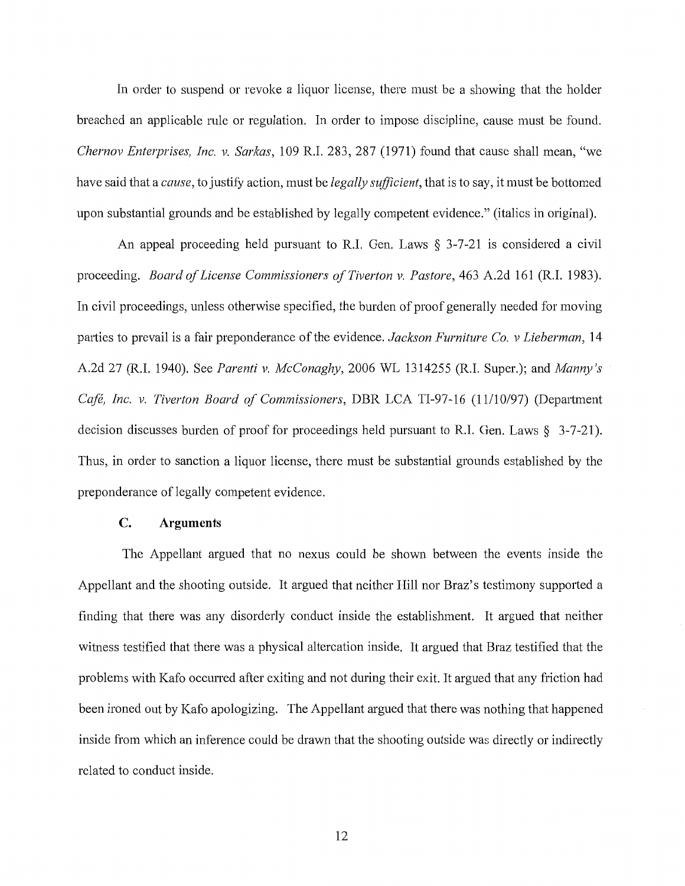In order to suspend or revoke a liquor license, there must be a showing that the holder breached an applicable rule or regulation. In order to impose discipline, cause must be found. *Chernov Enterprises, Inc. v. Sarkas*, 109 R.I. 283, 287 (1971) found that cause shall mean, "we have said that a *cause*, to justify action, must be *legally sufficient*, that is to say, it must be bottomed upon substantial grounds and be established by legally competent evidence." (italics in original).

An appeal proceeding held pursuant to R.I. Gen. Laws § 3-7-21 is considered a civil proceeding. *Board of License Commissioners of Tiverton v. Pastore*, 463 A.2d 161 (R.I. 1983). In civil proceedings, unless otherwise specified, the burden of proof generally needed for moving parties to prevail is a fair preponderance of the evidence. *Jackson Furniture Co. v Lieberman*, 14 A.2d 27 (R.I. 1940). See *Parenti v. McConaghy*, 2006 WL 1314255 (R.I. Super.); and *Manny's Café, Inc. v. Tiverton Board of Commissioners*, DBR LCA TI-97-16 (11/10/97) (Department decision discusses burden of proof for proceedings held pursuant to R.I. Gen. Laws § 3-7-21). Thus, in order to sanction a liquor license, there must be substantial grounds established by the preponderance of legally competent evidence.

### C. Arguments

The Appellant argued that no nexus could be shown between the events inside the Appellant and the shooting outside. It argued that neither Hill nor Braz's testimony supported a finding that there was any disorderly conduct inside the establishment. It argued that neither witness testified that there was a physical altercation inside. It argued that Braz testified that the problems with Kafo occurred after exiting and not during their exit. It argued that any friction had been ironed out by Kafo apologizing. The Appellant argued that there was nothing that happened inside from which an inference could be drawn that the shooting outside was directly or indirectly related to conduct inside.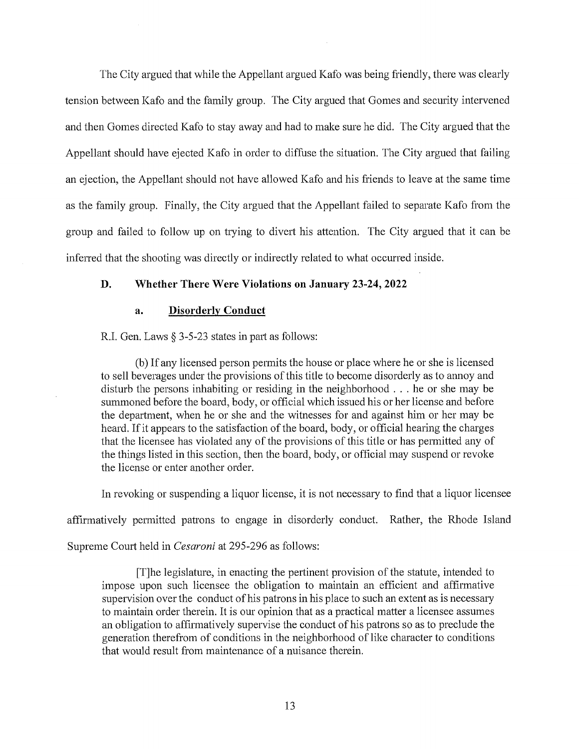The City argued that while the Appellant argued Kafo was being friendly, there was clearly tension between Kafo and the family group. The City argued that Gomes and security intervened and then Gomes directed Kafo to stay away and had to make sure he did. The City argued that the Appellant should have ejected Kafo in order to diffuse the situation. The City argued that failing an ejection, the Appellant should not have allowed Kafo and his friends to leave at the same time as the family group. Finally, the City argued that the Appellant failed to separate Kafo from the group and failed to follow up on trying to divert his attention. The City argued that it can be inferred that the shooting was directly or indirectly related to what occurred inside.

### D. Whether There Were Violations on January 23-24, 2022

#### a. Disorderly Conduct

R.I. Gen. Laws § 3-5-23 states in part as follows:

> (b) If any licensed person permits the house or place where he or she is licensed to sell beverages under the provisions of this title to become disorderly as to annoy and disturb the persons inhabiting or residing in the neighborhood . . . he or she may be summoned before the board, body, or official which issued his or her license and before the department, when he or she and the witnesses for and against him or her may be heard. If it appears to the satisfaction of the board, body, or official hearing the charges that the licensee has violated any of the provisions of this title or has permitted any of the things listed in this section, then the board, body, or official may suspend or revoke the license or enter another order.

In revoking or suspending a liquor license, it is not necessary to find that a liquor licensee affirmatively permitted patrons to engage in disorderly conduct. Rather, the Rhode Island Supreme Court held in *Cesaroni* at 295-296 as follows:

> [T]he legislature, in enacting the pertinent provision of the statute, intended to impose upon such licensee the obligation to maintain an efficient and affirmative supervision over the conduct of his patrons in his place to such an extent as is necessary to maintain order therein. It is our opinion that as a practical matter a licensee assumes an obligation to affirmatively supervise the conduct of his patrons so as to preclude the generation therefrom of conditions in the neighborhood of like character to conditions that would result from maintenance of a nuisance therein.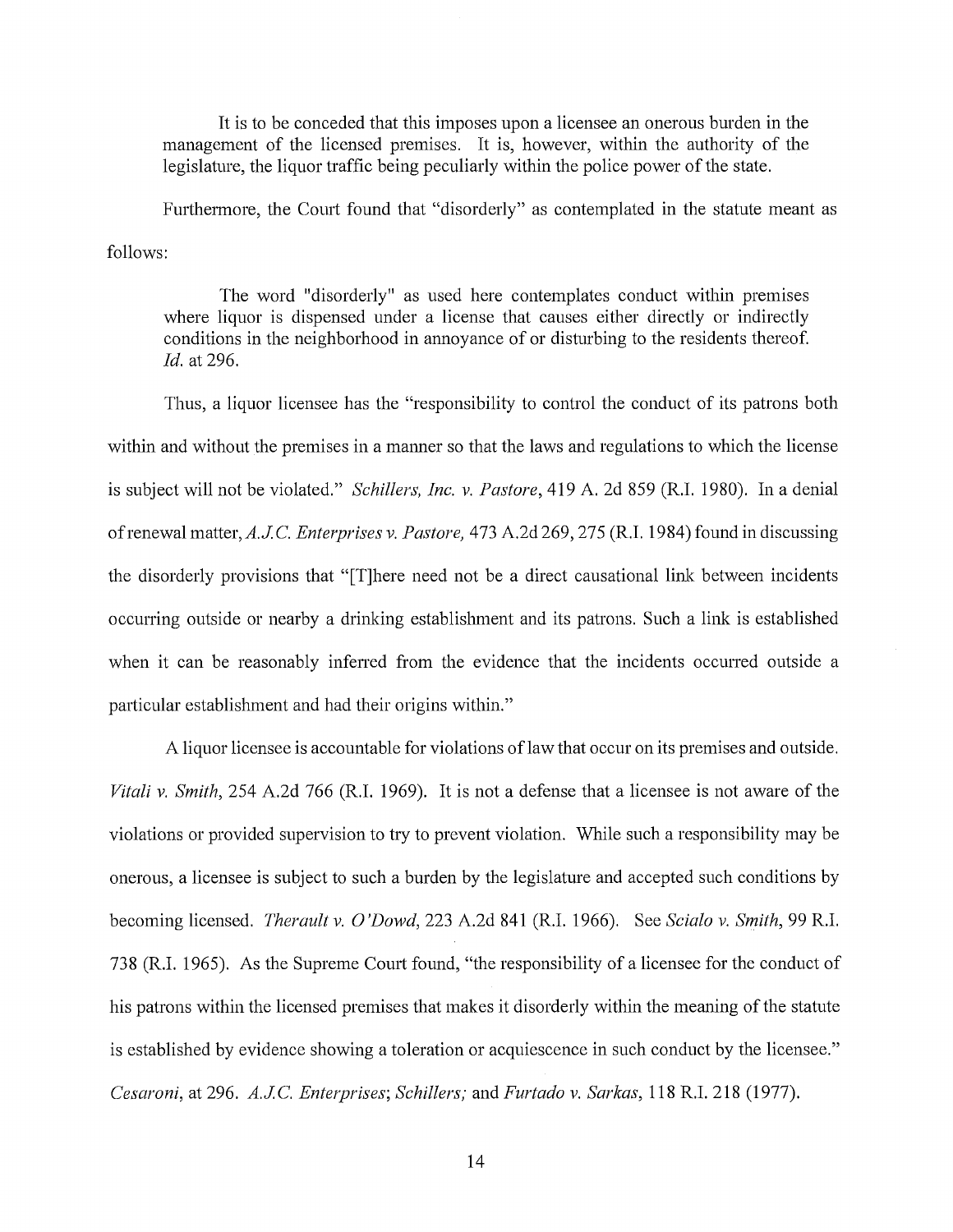> It is to be conceded that this imposes upon a licensee an onerous burden in the management of the licensed premises. It is, however, within the authority of the legislature, the liquor traffic being peculiarly within the police power of the state.

Furthermore, the Court found that "disorderly" as contemplated in the statute meant as follows:

> The word "disorderly" as used here contemplates conduct within premises where liquor is dispensed under a license that causes either directly or indirectly conditions in the neighborhood in annoyance of or disturbing to the residents thereof. *Id.* at 296.

Thus, a liquor licensee has the "responsibility to control the conduct of its patrons both within and without the premises in a manner so that the laws and regulations to which the license is subject will not be violated." *Schillers, Inc. v. Pastore*, 419 A. 2d 859 (R.I. 1980). In a denial of renewal matter, *A.J.C. Enterprises v. Pastore,* 473 A.2d 269, 275 (R.I. 1984) found in discussing the disorderly provisions that "[T]here need not be a direct causational link between incidents occurring outside or nearby a drinking establishment and its patrons. Such a link is established when it can be reasonably inferred from the evidence that the incidents occurred outside a particular establishment and had their origins within."

A liquor licensee is accountable for violations of law that occur on its premises and outside. *Vitali v. Smith*, 254 A.2d 766 (R.I. 1969). It is not a defense that a licensee is not aware of the violations or provided supervision to try to prevent violation. While such a responsibility may be onerous, a licensee is subject to such a burden by the legislature and accepted such conditions by becoming licensed. *Therault v. O'Dowd*, 223 A.2d 841 (R.I. 1966). See *Scialo v. Smith*, 99 R.I. 738 (R.I. 1965). As the Supreme Court found, "the responsibility of a licensee for the conduct of his patrons within the licensed premises that makes it disorderly within the meaning of the statute is established by evidence showing a toleration or acquiescence in such conduct by the licensee." *Cesaroni*, at 296. *A.J.C. Enterprises*; *Schillers;* and *Furtado v. Sarkas*, 118 R.I. 218 (1977).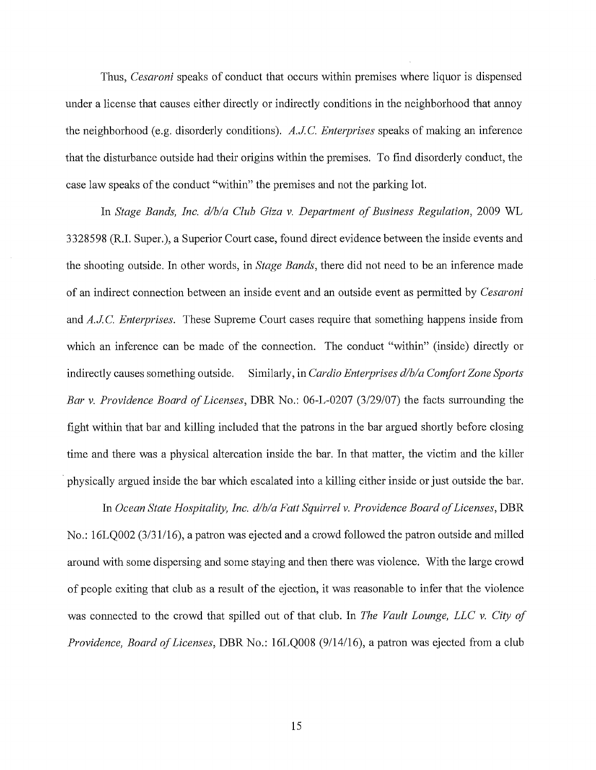Thus, *Cesaroni* speaks of conduct that occurs within premises where liquor is dispensed under a license that causes either directly or indirectly conditions in the neighborhood that annoy the neighborhood (e.g. disorderly conditions). *A.J.C. Enterprises* speaks of making an inference that the disturbance outside had their origins within the premises. To find disorderly conduct, the case law speaks of the conduct "within" the premises and not the parking lot.

In *Stage Bands, Inc. d/b/a Club Giza v. Department of Business Regulation*, 2009 WL 3328598 (R.I. Super.), a Superior Court case, found direct evidence between the inside events and the shooting outside. In other words, in *Stage Bands*, there did not need to be an inference made of an indirect connection between an inside event and an outside event as permitted by *Cesaroni* and *A.J.C. Enterprises*. These Supreme Court cases require that something happens inside from which an inference can be made of the connection. The conduct "within" (inside) directly or indirectly causes something outside. Similarly, in *Cardio Enterprises d/b/a Comfort Zone Sports Bar v. Providence Board of Licenses*, DBR No.: 06-L-0207 (3/29/07) the facts surrounding the fight within that bar and killing included that the patrons in the bar argued shortly before closing time and there was a physical altercation inside the bar. In that matter, the victim and the killer physically argued inside the bar which escalated into a killing either inside or just outside the bar.

In *Ocean State Hospitality, Inc. d/b/a Fatt Squirrel v. Providence Board of Licenses*, DBR No.: 16LQ002 (3/31/16), a patron was ejected and a crowd followed the patron outside and milled around with some dispersing and some staying and then there was violence. With the large crowd of people exiting that club as a result of the ejection, it was reasonable to infer that the violence was connected to the crowd that spilled out of that club. In *The Vault Lounge, LLC v. City of Providence, Board of Licenses*, DBR No.: 16LQ008 (9/14/16), a patron was ejected from a club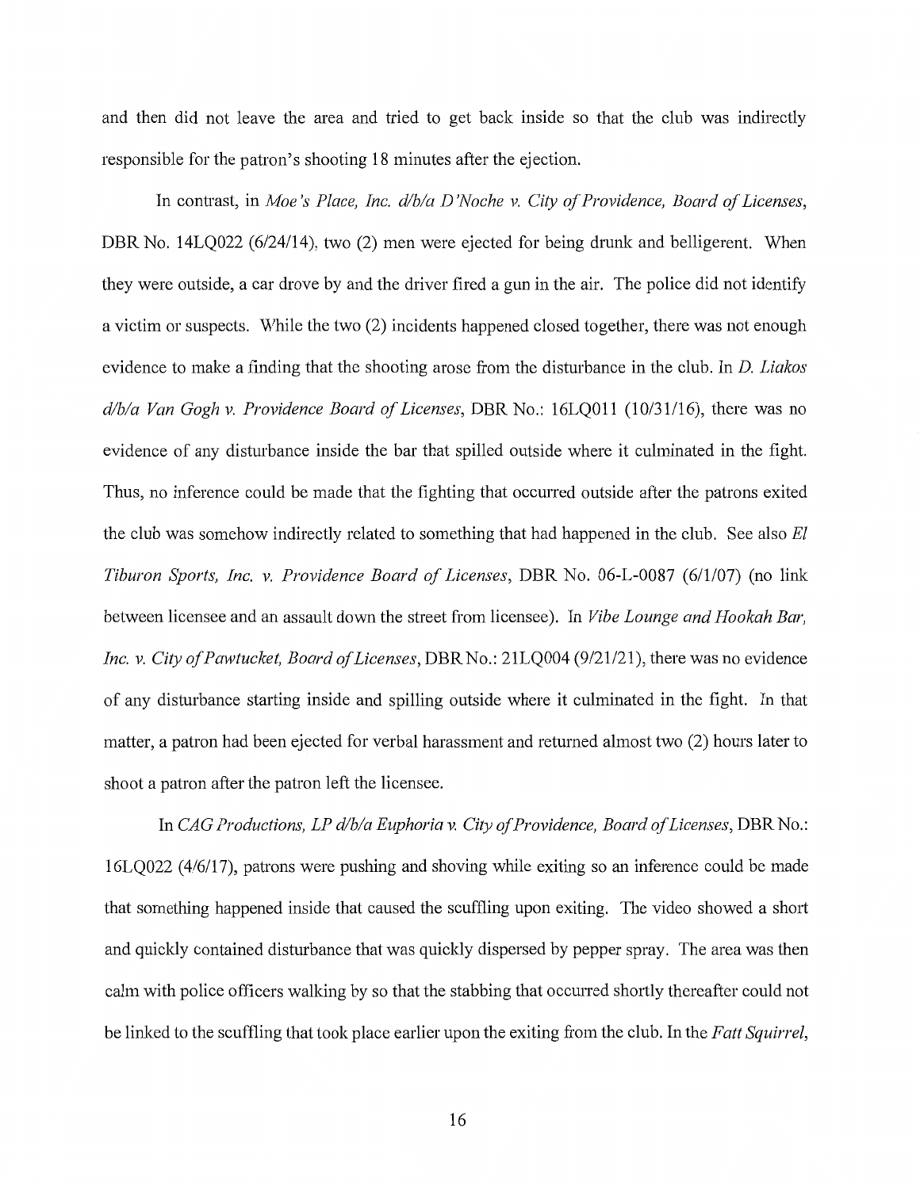and then did not leave the area and tried to get back inside so that the club was indirectly responsible for the patron's shooting 18 minutes after the ejection.

In contrast, in *Moe's Place, Inc. d/b/a D'Noche v. City of Providence, Board of Licenses*, DBR No. 14LQ022 (6/24/14), two (2) men were ejected for being drunk and belligerent. When they were outside, a car drove by and the driver fired a gun in the air. The police did not identify a victim or suspects. While the two (2) incidents happened closed together, there was not enough evidence to make a finding that the shooting arose from the disturbance in the club. In *D. Liakos d/b/a Van Gogh v. Providence Board of Licenses*, DBR No.: 16LQ011 (10/31/16), there was no evidence of any disturbance inside the bar that spilled outside where it culminated in the fight. Thus, no inference could be made that the fighting that occurred outside after the patrons exited the club was somehow indirectly related to something that had happened in the club. See also *El Tiburon Sports, Inc. v. Providence Board of Licenses*, DBR No. 06-L-0087 (6/1/07) (no link between licensee and an assault down the street from licensee). In *Vibe Lounge and Hookah Bar, Inc. v. City of Pawtucket, Board of Licenses*, DBR No.: 21LQ004 (9/21/21), there was no evidence of any disturbance starting inside and spilling outside where it culminated in the fight. In that matter, a patron had been ejected for verbal harassment and returned almost two (2) hours later to shoot a patron after the patron left the licensee.

In *CAG Productions, LP d/b/a Euphoria v. City of Providence, Board of Licenses*, DBR No.: 16LQ022 (4/6/17), patrons were pushing and shoving while exiting so an inference could be made that something happened inside that caused the scuffling upon exiting. The video showed a short and quickly contained disturbance that was quickly dispersed by pepper spray. The area was then calm with police officers walking by so that the stabbing that occurred shortly thereafter could not be linked to the scuffling that took place earlier upon the exiting from the club. In the *Fatt Squirrel*,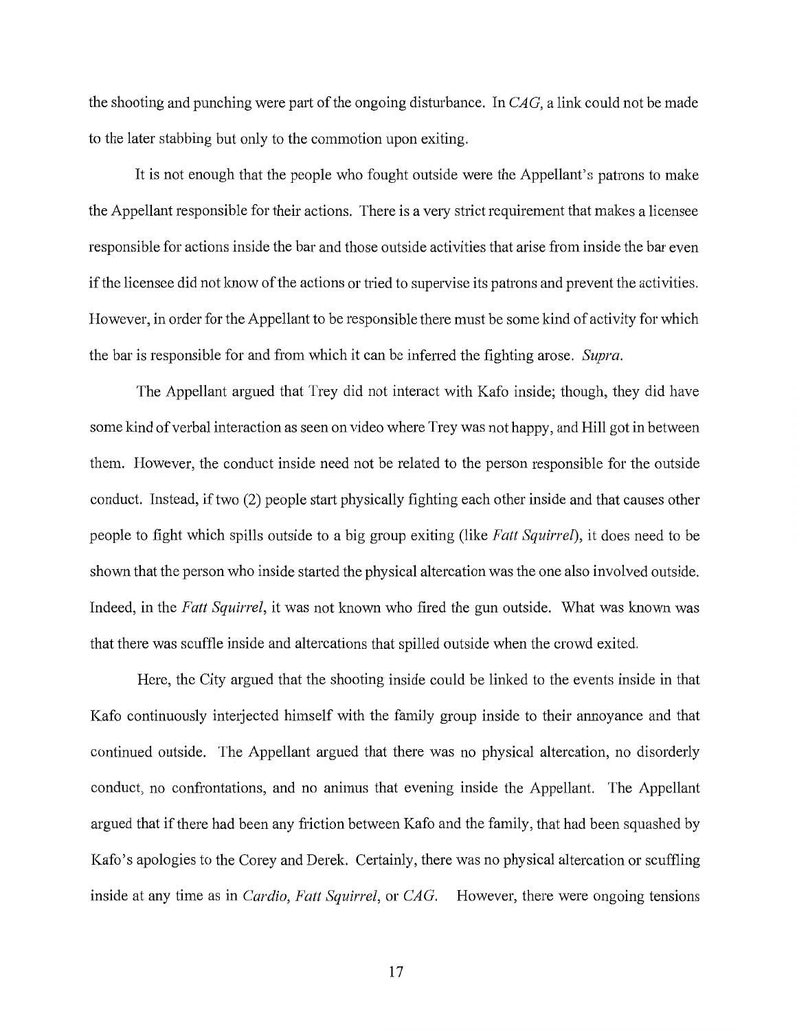the shooting and punching were part of the ongoing disturbance. In *CAG,* a link could not be made to the later stabbing but only to the commotion upon exiting.

It is not enough that the people who fought outside were the Appellant's patrons to make the Appellant responsible for their actions. There is a very strict requirement that makes a licensee responsible for actions inside the bar and those outside activities that arise from inside the bar even if the licensee did not know of the actions or tried to supervise its patrons and prevent the activities. However, in order for the Appellant to be responsible there must be some kind of activity for which the bar is responsible for and from which it can be inferred the fighting arose. *Supra.*

The Appellant argued that Trey did not interact with Kafo inside; though, they did have some kind of verbal interaction as seen on video where Trey was not happy, and Hill got in between them. However, the conduct inside need not be related to the person responsible for the outside conduct. Instead, if two (2) people start physically fighting each other inside and that causes other people to fight which spills outside to a big group exiting (like *Fatt Squirrel*), it does need to be shown that the person who inside started the physical altercation was the one also involved outside. Indeed, in the *Fatt Squirrel*, it was not known who fired the gun outside. What was known was that there was scuffle inside and altercations that spilled outside when the crowd exited.

Here, the City argued that the shooting inside could be linked to the events inside in that Kafo continuously interjected himself with the family group inside to their annoyance and that continued outside. The Appellant argued that there was no physical altercation, no disorderly conduct, no confrontations, and no animus that evening inside the Appellant. The Appellant argued that if there had been any friction between Kafo and the family, that had been squashed by Kafo's apologies to the Corey and Derek. Certainly, there was no physical altercation or scuffling inside at any time as in *Cardio, Fatt Squirrel*, or *CAG.* However, there were ongoing tensions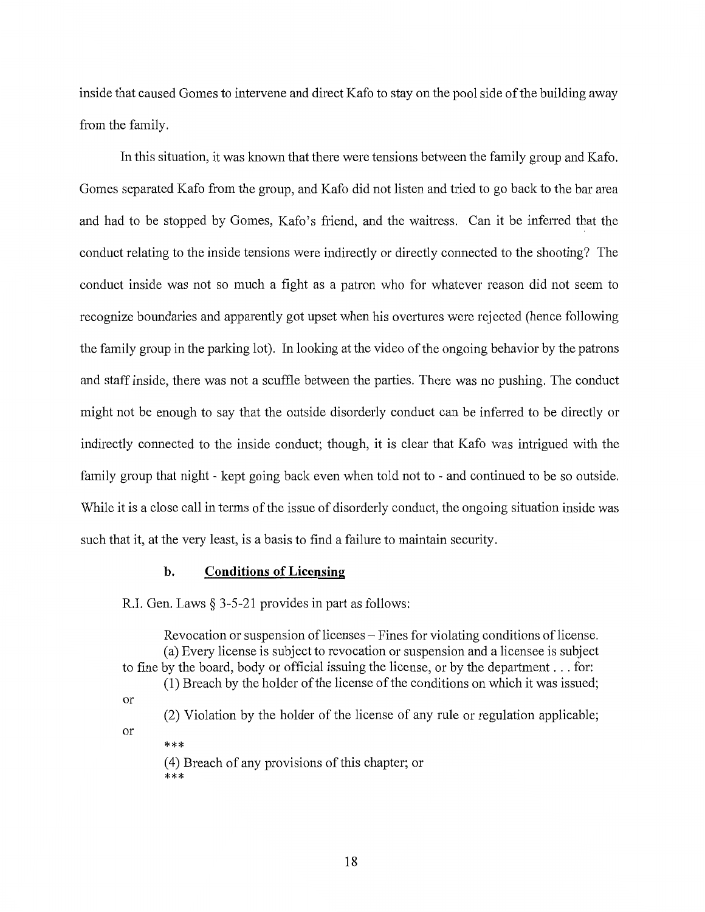inside that caused Gomes to intervene and direct Kafo to stay on the pool side of the building away from the family.

In this situation, it was known that there were tensions between the family group and Kafo. Gomes separated Kafo from the group, and Kafo did not listen and tried to go back to the bar area and had to be stopped by Gomes, Kafo's friend, and the waitress. Can it be inferred that the conduct relating to the inside tensions were indirectly or directly connected to the shooting? The conduct inside was not so much a fight as a patron who for whatever reason did not seem to recognize boundaries and apparently got upset when his overtures were rejected (hence following the family group in the parking lot). In looking at the video of the ongoing behavior by the patrons and staff inside, there was not a scuffle between the parties. There was no pushing. The conduct might not be enough to say that the outside disorderly conduct can be inferred to be directly or indirectly connected to the inside conduct; though, it is clear that Kafo was intrigued with the family group that night - kept going back even when told not to - and continued to be so outside. While it is a close call in terms of the issue of disorderly conduct, the ongoing situation inside was such that it, at the very least, is a basis to find a failure to maintain security.

### b. Conditions of Licensing

R.I. Gen. Laws § 3-5-21 provides in part as follows:

> Revocation or suspension of licenses – Fines for violating conditions of license.
> (a) Every license is subject to revocation or suspension and a licensee is subject to fine by the board, body or official issuing the license, or by the department . . . for:
> (1) Breach by the holder of the license of the conditions on which it was issued; or
> (2) Violation by the holder of the license of any rule or regulation applicable; or
> \*\*\*
> (4) Breach of any provisions of this chapter; or
> \*\*\*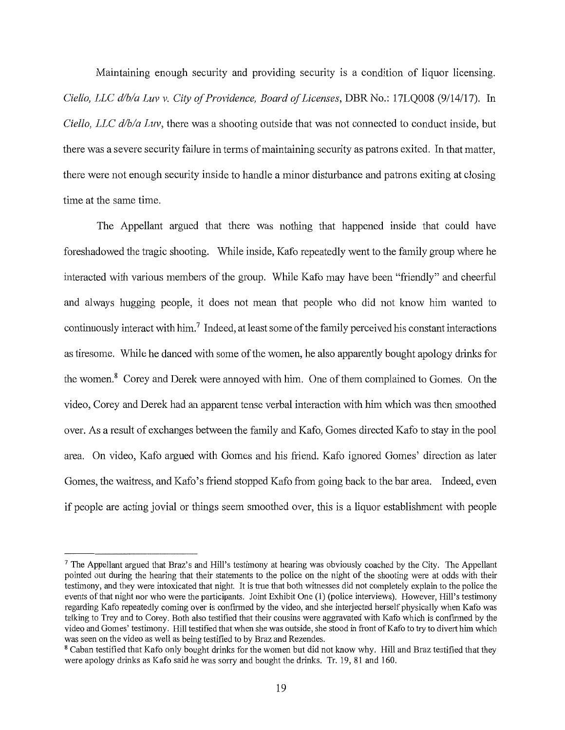Maintaining enough security and providing security is a condition of liquor licensing. *Ciello, LLC d/b/a Luv v. City of Providence, Board of Licenses*, DBR No.: 17LQ008 (9/14/17). In *Ciello, LLC d/b/a Luv*, there was a shooting outside that was not connected to conduct inside, but there was a severe security failure in terms of maintaining security as patrons exited. In that matter, there were not enough security inside to handle a minor disturbance and patrons exiting at closing time at the same time.

The Appellant argued that there was nothing that happened inside that could have foreshadowed the tragic shooting. While inside, Kafo repeatedly went to the family group where he interacted with various members of the group. While Kafo may have been "friendly" and cheerful and always hugging people, it does not mean that people who did not know him wanted to continuously interact with him.[7] Indeed, at least some of the family perceived his constant interactions as tiresome. While he danced with some of the women, he also apparently bought apology drinks for the women.[8] Corey and Derek were annoyed with him. One of them complained to Gomes. On the video, Corey and Derek had an apparent tense verbal interaction with him which was then smoothed over. As a result of exchanges between the family and Kafo, Gomes directed Kafo to stay in the pool area. On video, Kafo argued with Gomes and his friend. Kafo ignored Gomes' direction as later Gomes, the waitress, and Kafo's friend stopped Kafo from going back to the bar area. Indeed, even if people are acting jovial or things seem smoothed over, this is a liquor establishment with people

---

[7] The Appellant argued that Braz's and Hill's testimony at hearing was obviously coached by the City. The Appellant pointed out during the hearing that their statements to the police on the night of the shooting were at odds with their testimony, and they were intoxicated that night. It is true that both witnesses did not completely explain to the police the events of that night nor who were the participants. Joint Exhibit One (1) (police interviews). However, Hill's testimony regarding Kafo repeatedly coming over is confirmed by the video, and she interjected herself physically when Kafo was talking to Trey and to Corey. Both also testified that their cousins were aggravated with Kafo which is confirmed by the video and Gomes' testimony. Hill testified that when she was outside, she stood in front of Kafo to try to divert him which was seen on the video as well as being testified to by Braz and Rezendes.

[8] Caban testified that Kafo only bought drinks for the women but did not know why. Hill and Braz testified that they were apology drinks as Kafo said he was sorry and bought the drinks. Tr. 19, 81 and 160.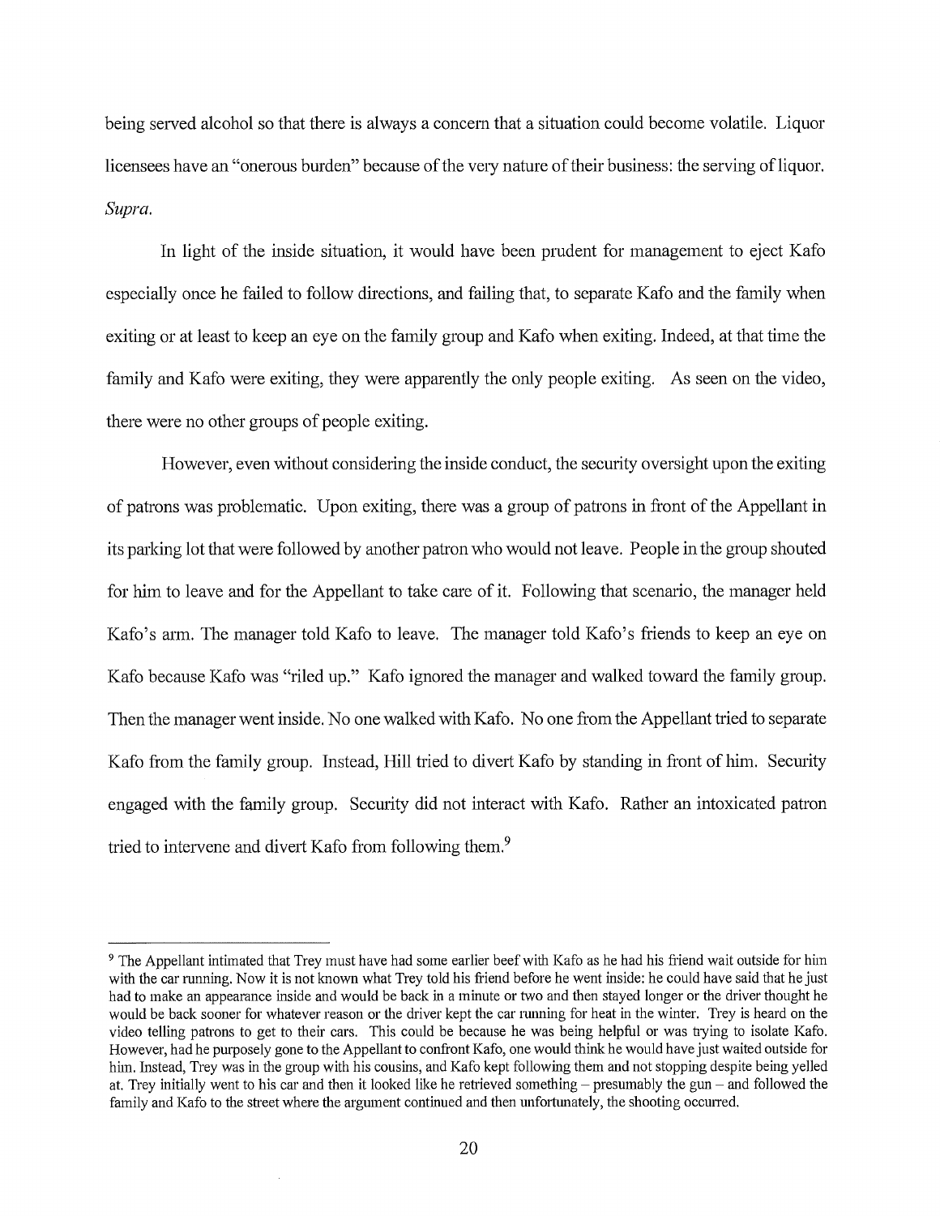being served alcohol so that there is always a concern that a situation could become volatile. Liquor licensees have an "onerous burden" because of the very nature of their business: the serving of liquor. *Supra.*

In light of the inside situation, it would have been prudent for management to eject Kafo especially once he failed to follow directions, and failing that, to separate Kafo and the family when exiting or at least to keep an eye on the family group and Kafo when exiting. Indeed, at that time the family and Kafo were exiting, they were apparently the only people exiting. As seen on the video, there were no other groups of people exiting.

However, even without considering the inside conduct, the security oversight upon the exiting of patrons was problematic. Upon exiting, there was a group of patrons in front of the Appellant in its parking lot that were followed by another patron who would not leave. People in the group shouted for him to leave and for the Appellant to take care of it. Following that scenario, the manager held Kafo's arm. The manager told Kafo to leave. The manager told Kafo's friends to keep an eye on Kafo because Kafo was "riled up." Kafo ignored the manager and walked toward the family group. Then the manager went inside. No one walked with Kafo. No one from the Appellant tried to separate Kafo from the family group. Instead, Hill tried to divert Kafo by standing in front of him. Security engaged with the family group. Security did not interact with Kafo. Rather an intoxicated patron tried to intervene and divert Kafo from following them.[9]

---

[9] The Appellant intimated that Trey must have had some earlier beef with Kafo as he had his friend wait outside for him with the car running. Now it is not known what Trey told his friend before he went inside: he could have said that he just had to make an appearance inside and would be back in a minute or two and then stayed longer or the driver thought he would be back sooner for whatever reason or the driver kept the car running for heat in the winter. Trey is heard on the video telling patrons to get to their cars. This could be because he was being helpful or was trying to isolate Kafo. However, had he purposely gone to the Appellant to confront Kafo, one would think he would have just waited outside for him. Instead, Trey was in the group with his cousins, and Kafo kept following them and not stopping despite being yelled at. Trey initially went to his car and then it looked like he retrieved something – presumably the gun – and followed the family and Kafo to the street where the argument continued and then unfortunately, the shooting occurred.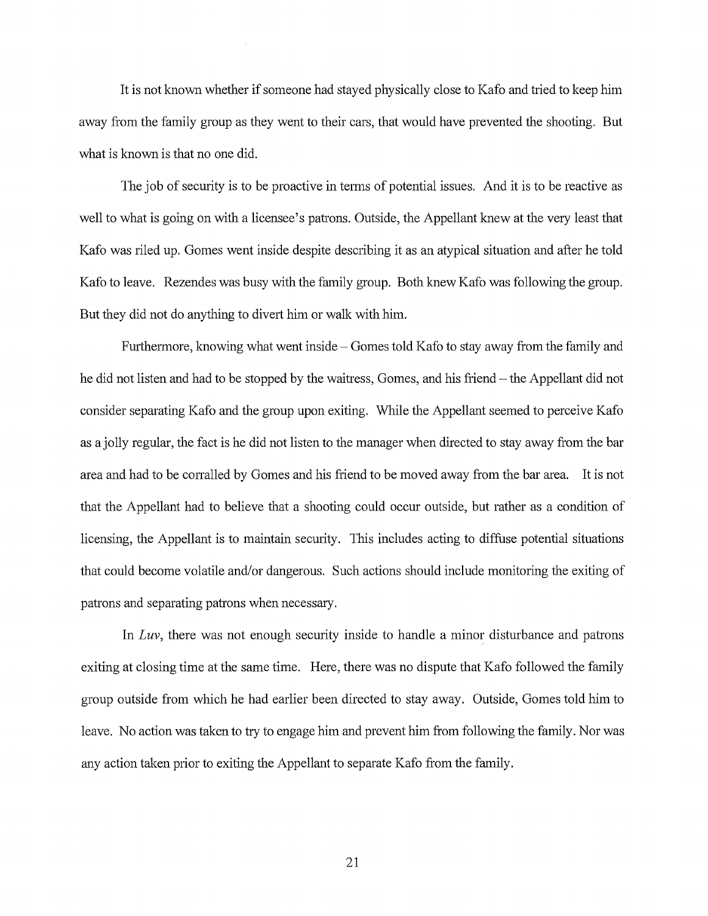It is not known whether if someone had stayed physically close to Kafo and tried to keep him away from the family group as they went to their cars, that would have prevented the shooting. But what is known is that no one did.

The job of security is to be proactive in terms of potential issues. And it is to be reactive as well to what is going on with a licensee's patrons. Outside, the Appellant knew at the very least that Kafo was riled up. Gomes went inside despite describing it as an atypical situation and after he told Kafo to leave. Rezendes was busy with the family group. Both knew Kafo was following the group. But they did not do anything to divert him or walk with him.

Furthermore, knowing what went inside – Gomes told Kafo to stay away from the family and he did not listen and had to be stopped by the waitress, Gomes, and his friend – the Appellant did not consider separating Kafo and the group upon exiting. While the Appellant seemed to perceive Kafo as a jolly regular, the fact is he did not listen to the manager when directed to stay away from the bar area and had to be corralled by Gomes and his friend to be moved away from the bar area. It is not that the Appellant had to believe that a shooting could occur outside, but rather as a condition of licensing, the Appellant is to maintain security. This includes acting to diffuse potential situations that could become volatile and/or dangerous. Such actions should include monitoring the exiting of patrons and separating patrons when necessary.

In *Luv*, there was not enough security inside to handle a minor disturbance and patrons exiting at closing time at the same time. Here, there was no dispute that Kafo followed the family group outside from which he had earlier been directed to stay away. Outside, Gomes told him to leave. No action was taken to try to engage him and prevent him from following the family. Nor was any action taken prior to exiting the Appellant to separate Kafo from the family.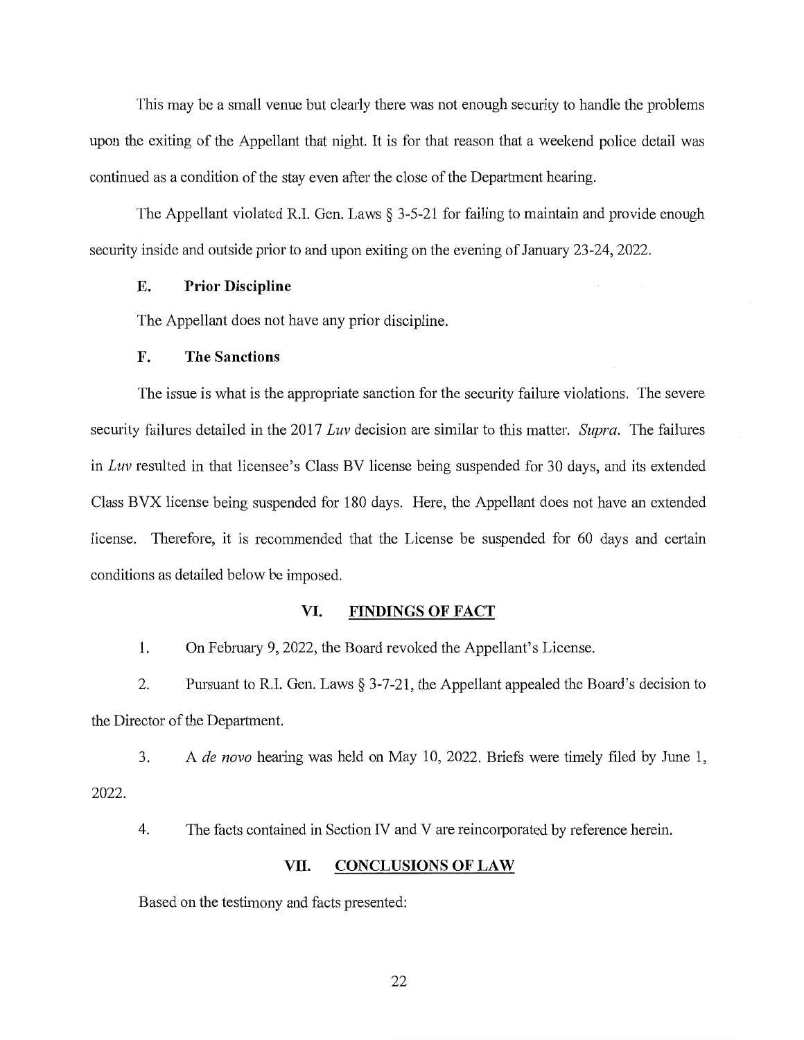This may be a small venue but clearly there was not enough security to handle the problems upon the exiting of the Appellant that night. It is for that reason that a weekend police detail was continued as a condition of the stay even after the close of the Department hearing.

The Appellant violated R.I. Gen. Laws § 3-5-21 for failing to maintain and provide enough security inside and outside prior to and upon exiting on the evening of January 23-24, 2022.

### E. Prior Discipline

The Appellant does not have any prior discipline.

### F. The Sanctions

The issue is what is the appropriate sanction for the security failure violations. The severe security failures detailed in the 2017 *Luv* decision are similar to this matter. *Supra.* The failures in *Luv* resulted in that licensee's Class BV license being suspended for 30 days, and its extended Class BVX license being suspended for 180 days. Here, the Appellant does not have an extended license. Therefore, it is recommended that the License be suspended for 60 days and certain conditions as detailed below be imposed.

## VI. FINDINGS OF FACT

1. On February 9, 2022, the Board revoked the Appellant's License.

2. Pursuant to R.I. Gen. Laws § 3-7-21, the Appellant appealed the Board's decision to the Director of the Department.

3. A *de novo* hearing was held on May 10, 2022. Briefs were timely filed by June 1, 2022.

4. The facts contained in Section IV and V are reincorporated by reference herein.

## VII. CONCLUSIONS OF LAW

Based on the testimony and facts presented: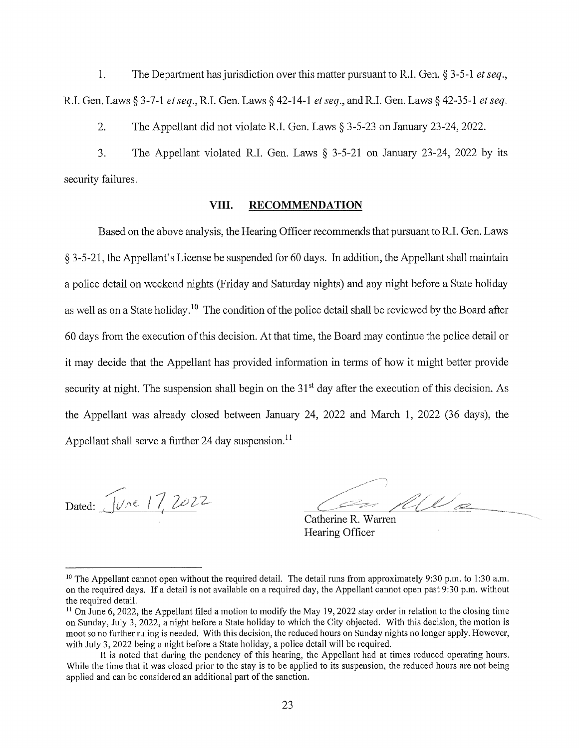1. The Department has jurisdiction over this matter pursuant to R.I. Gen. § 3-5-1 *et seq.*, R.I. Gen. Laws § 3-7-1 *et seq.*, R.I. Gen. Laws § 42-14-1 *et seq.*, and R.I. Gen. Laws § 42-35-1 *et seq.*

2. The Appellant did not violate R.I. Gen. Laws § 3-5-23 on January 23-24, 2022.

3. The Appellant violated R.I. Gen. Laws § 3-5-21 on January 23-24, 2022 by its security failures.

## VIII. RECOMMENDATION

Based on the above analysis, the Hearing Officer recommends that pursuant to R.I. Gen. Laws § 3-5-21, the Appellant's License be suspended for 60 days. In addition, the Appellant shall maintain a police detail on weekend nights (Friday and Saturday nights) and any night before a State holiday as well as on a State holiday.[10] The condition of the police detail shall be reviewed by the Board after 60 days from the execution of this decision. At that time, the Board may continue the police detail or it may decide that the Appellant has provided information in terms of how it might better provide security at night. The suspension shall begin on the 31st day after the execution of this decision. As the Appellant was already closed between January 24, 2022 and March 1, 2022 (36 days), the Appellant shall serve a further 24 day suspension.[11]

Dated: June 17, 2022

Catherine R. Warren
Hearing Officer

---

[10] The Appellant cannot open without the required detail. The detail runs from approximately 9:30 p.m. to 1:30 a.m. on the required days. If a detail is not available on a required day, the Appellant cannot open past 9:30 p.m. without the required detail.

[11] On June 6, 2022, the Appellant filed a motion to modify the May 19, 2022 stay order in relation to the closing time on Sunday, July 3, 2022, a night before a State holiday to which the City objected. With this decision, the motion is moot so no further ruling is needed. With this decision, the reduced hours on Sunday nights no longer apply. However, with July 3, 2022 being a night before a State holiday, a police detail will be required.

It is noted that during the pendency of this hearing, the Appellant had at times reduced operating hours. While the time that it was closed prior to the stay is to be applied to its suspension, the reduced hours are not being applied and can be considered an additional part of the sanction.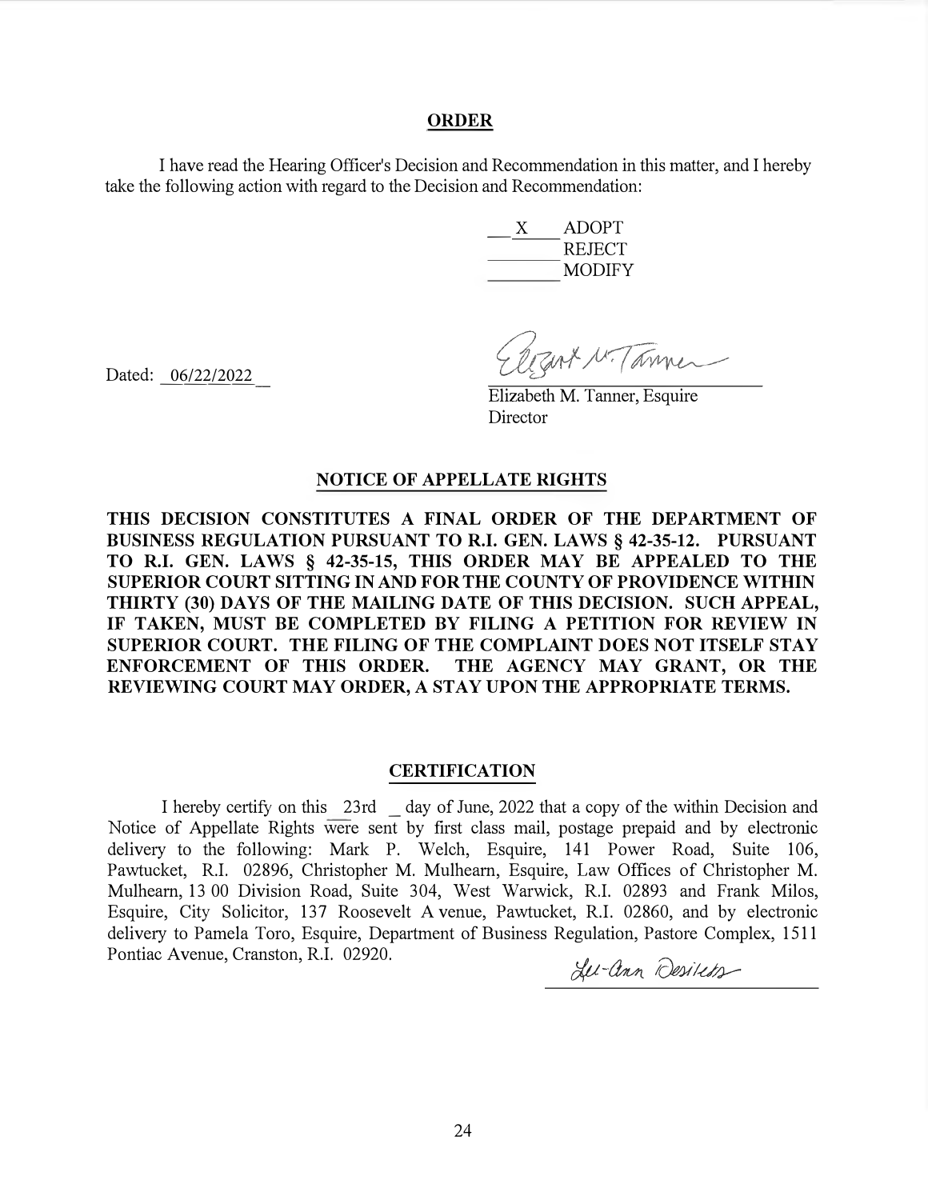## ORDER

I have read the Hearing Officer's Decision and Recommendation in this matter, and I hereby take the following action with regard to the Decision and Recommendation:

__X__ ADOPT
______ REJECT
______ MODIFY

Dated: 06/22/2022

Elizabeth M. Tanner, Esquire
Director

## NOTICE OF APPELLATE RIGHTS

**THIS DECISION CONSTITUTES A FINAL ORDER OF THE DEPARTMENT OF BUSINESS REGULATION PURSUANT TO R.I. GEN. LAWS § 42-35-12. PURSUANT TO R.I. GEN. LAWS § 42-35-15, THIS ORDER MAY BE APPEALED TO THE SUPERIOR COURT SITTING IN AND FOR THE COUNTY OF PROVIDENCE WITHIN THIRTY (30) DAYS OF THE MAILING DATE OF THIS DECISION. SUCH APPEAL, IF TAKEN, MUST BE COMPLETED BY FILING A PETITION FOR REVIEW IN SUPERIOR COURT. THE FILING OF THE COMPLAINT DOES NOT ITSELF STAY ENFORCEMENT OF THIS ORDER. THE AGENCY MAY GRANT, OR THE REVIEWING COURT MAY ORDER, A STAY UPON THE APPROPRIATE TERMS.**

## CERTIFICATION

I hereby certify on this 23rd day of June, 2022 that a copy of the within Decision and Notice of Appellate Rights were sent by first class mail, postage prepaid and by electronic delivery to the following: Mark P. Welch, Esquire, 141 Power Road, Suite 106, Pawtucket, R.I. 02896, Christopher M. Mulhearn, Esquire, Law Offices of Christopher M. Mulhearn, 13 00 Division Road, Suite 304, West Warwick, R.I. 02893 and Frank Milos, Esquire, City Solicitor, 137 Roosevelt A venue, Pawtucket, R.I. 02860, and by electronic delivery to Pamela Toro, Esquire, Department of Business Regulation, Pastore Complex, 1511 Pontiac Avenue, Cranston, R.I. 02920.